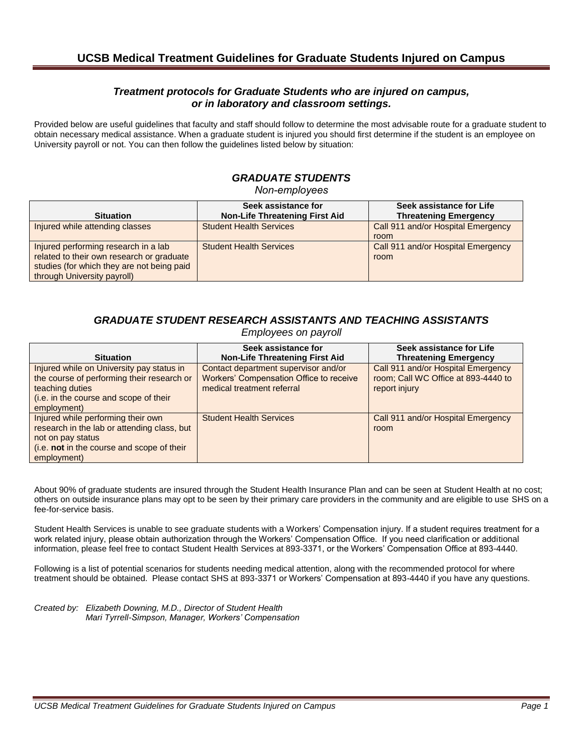# UCSB Medical Treatment Guidelines for Graduate Students Injured on Campus

***Treatment protocols for Graduate Students who are injured on campus, or in laboratory and classroom settings.***

Provided below are useful guidelines that faculty and staff should follow to determine the most advisable route for a graduate student to obtain necessary medical assistance. When a graduate student is injured you should first determine if the student is an employee on University payroll or not. You can then follow the guidelines listed below by situation:

## *GRADUATE STUDENTS*

*Non-employees*

| Situation | Seek assistance for Non-Life Threatening First Aid | Seek assistance for Life Threatening Emergency |
|---|---|---|
| Injured while attending classes | Student Health Services | Call 911 and/or Hospital Emergency room |
| Injured performing research in a lab related to their own research or graduate studies (for which they are not being paid through University payroll) | Student Health Services | Call 911 and/or Hospital Emergency room |

## *GRADUATE STUDENT RESEARCH ASSISTANTS AND TEACHING ASSISTANTS*

*Employees on payroll*

| Situation | Seek assistance for Non-Life Threatening First Aid | Seek assistance for Life Threatening Emergency |
|---|---|---|
| Injured while on University pay status in the course of performing their research or teaching duties (i.e. in the course and scope of their employment) | Contact department supervisor and/or Workers' Compensation Office to receive medical treatment referral | Call 911 and/or Hospital Emergency room; Call WC Office at 893-4440 to report injury |
| Injured while performing their own research in the lab or attending class, but not on pay status (i.e. **not** in the course and scope of their employment) | Student Health Services | Call 911 and/or Hospital Emergency room |

About 90% of graduate students are insured through the Student Health Insurance Plan and can be seen at Student Health at no cost; others on outside insurance plans may opt to be seen by their primary care providers in the community and are eligible to use SHS on a fee-for-service basis.

Student Health Services is unable to see graduate students with a Workers' Compensation injury. If a student requires treatment for a work related injury, please obtain authorization through the Workers' Compensation Office. If you need clarification or additional information, please feel free to contact Student Health Services at 893-3371, or the Workers' Compensation Office at 893-4440.

Following is a list of potential scenarios for students needing medical attention, along with the recommended protocol for where treatment should be obtained. Please contact SHS at 893-3371 or Workers' Compensation at 893-4440 if you have any questions.

*Created by: Elizabeth Downing, M.D., Director of Student Health*
*Mari Tyrrell-Simpson, Manager, Workers' Compensation*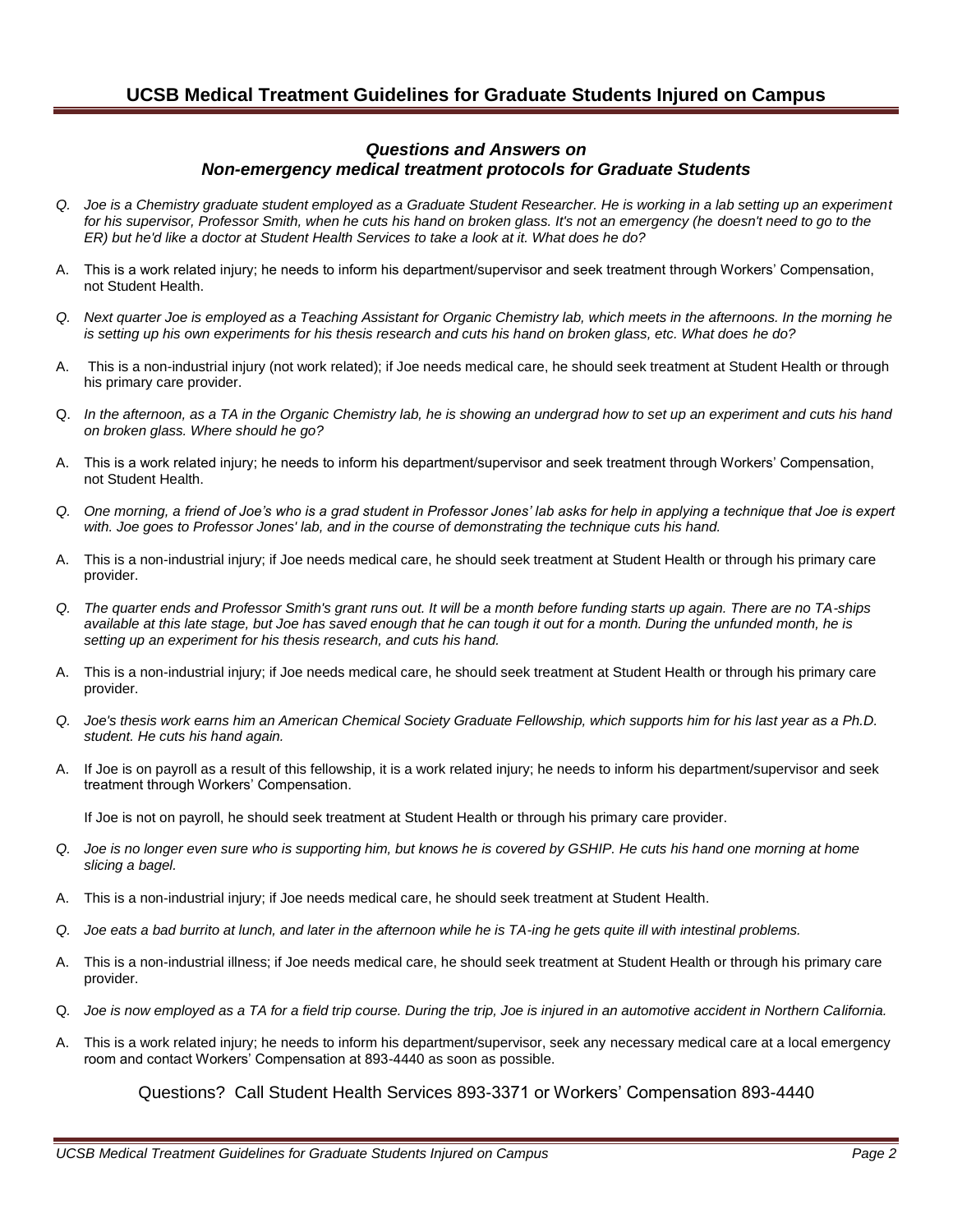# UCSB Medical Treatment Guidelines for Graduate Students Injured on Campus

### *Questions and Answers on Non-emergency medical treatment protocols for Graduate Students*

Q. *Joe is a Chemistry graduate student employed as a Graduate Student Researcher. He is working in a lab setting up an experiment for his supervisor, Professor Smith, when he cuts his hand on broken glass. It's not an emergency (he doesn't need to go to the ER) but he'd like a doctor at Student Health Services to take a look at it. What does he do?*

A. This is a work related injury; he needs to inform his department/supervisor and seek treatment through Workers' Compensation, not Student Health.

Q. *Next quarter Joe is employed as a Teaching Assistant for Organic Chemistry lab, which meets in the afternoons. In the morning he is setting up his own experiments for his thesis research and cuts his hand on broken glass, etc. What does he do?*

A. This is a non-industrial injury (not work related); if Joe needs medical care, he should seek treatment at Student Health or through his primary care provider.

Q. *In the afternoon, as a TA in the Organic Chemistry lab, he is showing an undergrad how to set up an experiment and cuts his hand on broken glass. Where should he go?*

A. This is a work related injury; he needs to inform his department/supervisor and seek treatment through Workers' Compensation, not Student Health.

Q. *One morning, a friend of Joe's who is a grad student in Professor Jones' lab asks for help in applying a technique that Joe is expert with. Joe goes to Professor Jones' lab, and in the course of demonstrating the technique cuts his hand.*

A. This is a non-industrial injury; if Joe needs medical care, he should seek treatment at Student Health or through his primary care provider.

Q. *The quarter ends and Professor Smith's grant runs out. It will be a month before funding starts up again. There are no TA-ships available at this late stage, but Joe has saved enough that he can tough it out for a month. During the unfunded month, he is setting up an experiment for his thesis research, and cuts his hand.*

A. This is a non-industrial injury; if Joe needs medical care, he should seek treatment at Student Health or through his primary care provider.

Q. *Joe's thesis work earns him an American Chemical Society Graduate Fellowship, which supports him for his last year as a Ph.D. student. He cuts his hand again.*

A. If Joe is on payroll as a result of this fellowship, it is a work related injury; he needs to inform his department/supervisor and seek treatment through Workers' Compensation.

If Joe is not on payroll, he should seek treatment at Student Health or through his primary care provider.

Q. *Joe is no longer even sure who is supporting him, but knows he is covered by GSHIP. He cuts his hand one morning at home slicing a bagel.*

A. This is a non-industrial injury; if Joe needs medical care, he should seek treatment at Student Health.

Q. *Joe eats a bad burrito at lunch, and later in the afternoon while he is TA-ing he gets quite ill with intestinal problems.*

A. This is a non-industrial illness; if Joe needs medical care, he should seek treatment at Student Health or through his primary care provider.

Q. *Joe is now employed as a TA for a field trip course. During the trip, Joe is injured in an automotive accident in Northern California.*

A. This is a work related injury; he needs to inform his department/supervisor, seek any necessary medical care at a local emergency room and contact Workers' Compensation at 893-4440 as soon as possible.

Questions? Call Student Health Services 893-3371 or Workers' Compensation 893-4440